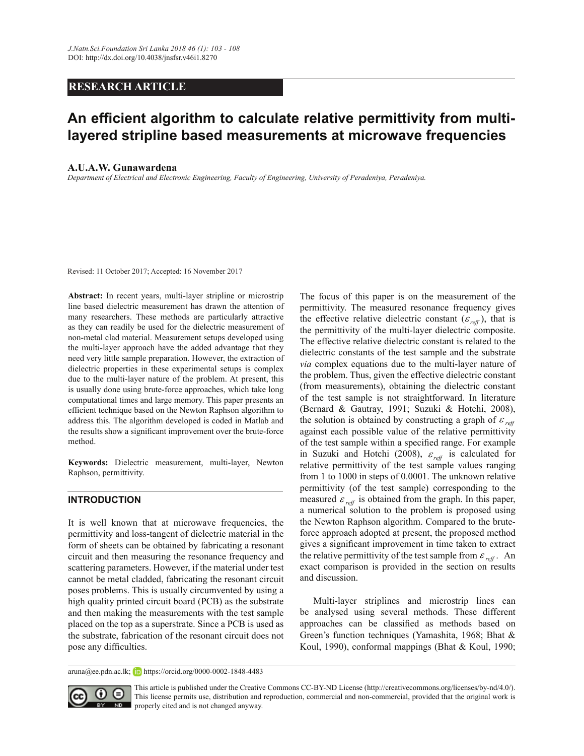RESEARCH ARTICLE

# An efficient algorithm to calculate relative permittivity from multi-layered stripline based measurements at microwave frequencies

**A.U.A.W. Gunawardena**

*Department of Electrical and Electronic Engineering, Faculty of Engineering, University of Peradeniya, Peradeniya.*

Revised: 11 October 2017; Accepted: 16 November 2017

**Abstract:** In recent years, multi-layer stripline or microstrip line based dielectric measurement has drawn the attention of many researchers. These methods are particularly attractive as they can readily be used for the dielectric measurement of non-metal clad material. Measurement setups developed using the multi-layer approach have the added advantage that they need very little sample preparation. However, the extraction of dielectric properties in these experimental setups is complex due to the multi-layer nature of the problem. At present, this is usually done using brute-force approaches, which take long computational times and large memory. This paper presents an efficient technique based on the Newton Raphson algorithm to address this. The algorithm developed is coded in Matlab and the results show a significant improvement over the brute-force method.

**Keywords:** Dielectric measurement, multi-layer, Newton Raphson, permittivity.

## INTRODUCTION

It is well known that at microwave frequencies, the permittivity and loss-tangent of dielectric material in the form of sheets can be obtained by fabricating a resonant circuit and then measuring the resonance frequency and scattering parameters. However, if the material under test cannot be metal cladded, fabricating the resonant circuit poses problems. This is usually circumvented by using a high quality printed circuit board (PCB) as the substrate and then making the measurements with the test sample placed on the top as a superstrate. Since a PCB is used as the substrate, fabrication of the resonant circuit does not pose any difficulties.

The focus of this paper is on the measurement of the permittivity. The measured resonance frequency gives the effective relative dielectric constant ($\varepsilon_{reff}$), that is the permittivity of the multi-layer dielectric composite. The effective relative dielectric constant is related to the dielectric constants of the test sample and the substrate *via* complex equations due to the multi-layer nature of the problem. Thus, given the effective dielectric constant (from measurements), obtaining the dielectric constant of the test sample is not straightforward. In literature (Bernard & Gautray, 1991; Suzuki & Hotchi, 2008), the solution is obtained by constructing a graph of $\varepsilon_{reff}$ against each possible value of the relative permittivity of the test sample within a specified range. For example in Suzuki and Hotchi (2008), $\varepsilon_{reff}$ is calculated for relative permittivity of the test sample values ranging from 1 to 1000 in steps of 0.0001. The unknown relative permittivity (of the test sample) corresponding to the measured $\varepsilon_{reff}$ is obtained from the graph. In this paper, a numerical solution to the problem is proposed using the Newton Raphson algorithm. Compared to the brute-force approach adopted at present, the proposed method gives a significant improvement in time taken to extract the relative permittivity of the test sample from $\varepsilon_{reff}$. An exact comparison is provided in the section on results and discussion.

Multi-layer striplines and microstrip lines can be analysed using several methods. These different approaches can be classified as methods based on Green's function techniques (Yamashita, 1968; Bhat & Koul, 1990), conformal mappings (Bhat & Koul, 1990;

aruna@ee.pdn.ac.lk; https://orcid.org/0000-0002-1848-4483

This article is published under the Creative Commons CC-BY-ND License (http://creativecommons.org/licenses/by-nd/4.0/). This license permits use, distribution and reproduction, commercial and non-commercial, provided that the original work is properly cited and is not changed anyway.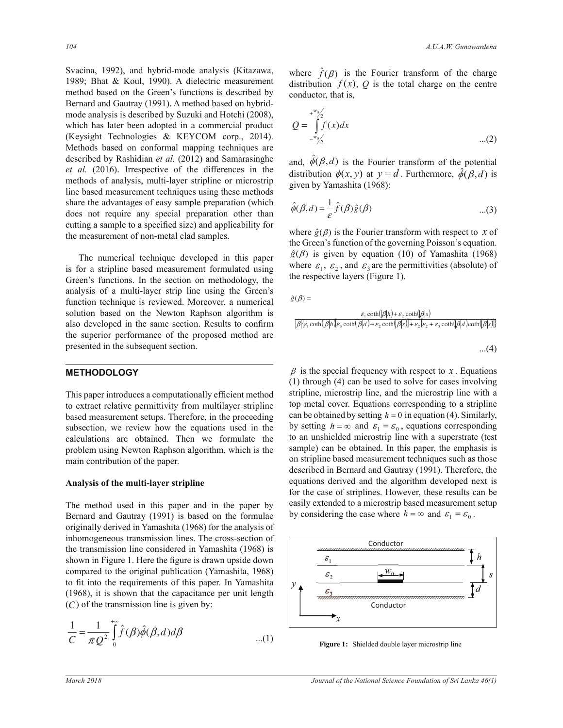Svacina, 1992), and hybrid-mode analysis (Kitazawa, 1989; Bhat & Koul, 1990). A dielectric measurement method based on the Green's functions is described by Bernard and Gautray (1991). A method based on hybrid-mode analysis is described by Suzuki and Hotchi (2008), which has later been adopted in a commercial product (Keysight Technologies & KEYCOM corp., 2014). Methods based on conformal mapping techniques are described by Rashidian *et al.* (2012) and Samarasinghe *et al.* (2016). Irrespective of the differences in the methods of analysis, multi-layer stripline or microstrip line based measurement techniques using these methods share the advantages of easy sample preparation (which does not require any special preparation other than cutting a sample to a specified size) and applicability for the measurement of non-metal clad samples.

The numerical technique developed in this paper is for a stripline based measurement formulated using Green's functions. In the section on methodology, the analysis of a multi-layer strip line using the Green's function technique is reviewed. Moreover, a numerical solution based on the Newton Raphson algorithm is also developed in the same section. Results to confirm the superior performance of the proposed method are presented in the subsequent section.

## METHODOLOGY

This paper introduces a computationally efficient method to extract relative permittivity from multilayer stripline based measurement setups. Therefore, in the proceeding subsection, we review how the equations used in the calculations are obtained. Then we formulate the problem using Newton Raphson algorithm, which is the main contribution of the paper.

### Analysis of the multi-layer stripline

The method used in this paper and in the paper by Bernard and Gautray (1991) is based on the formulae originally derived in Yamashita (1968) for the analysis of inhomogeneous transmission lines. The cross-section of the transmission line considered in Yamashita (1968) is shown in Figure 1. Here the figure is drawn upside down compared to the original publication (Yamashita, 1968) to fit into the requirements of this paper. In Yamashita (1968), it is shown that the capacitance per unit length ($C$) of the transmission line is given by:

$$\frac{1}{C} = \frac{1}{\pi Q^2} \int_0^{+\infty} \hat{f}(\beta)\hat{\phi}(\beta, d)d\beta \qquad ...(1)$$

where $\hat{f}(\beta)$ is the Fourier transform of the charge distribution $f(x)$, $Q$ is the total charge on the centre conductor, that is,

$$Q = \int_{-w_0/2}^{+w_0/2} f(x)dx \qquad ...(2)$$

and, $\hat{\phi}(\beta, d)$ is the Fourier transform of the potential distribution $\phi(x, y)$ at $y = d$. Furthermore, $\hat{\phi}(\beta, d)$ is given by Yamashita (1968):

$$\hat{\phi}(\beta, d) = \frac{1}{\varepsilon} \hat{f}(\beta)\hat{g}(\beta) \qquad ...(3)$$

where $\hat{g}(\beta)$ is the Fourier transform with respect to $x$ of the Green's function of the governing Poisson's equation. $\hat{g}(\beta)$ is given by equation (10) of Yamashita (1968) where $\varepsilon_1$, $\varepsilon_2$, and $\varepsilon_3$ are the permittivities (absolute) of the respective layers (Figure 1).

$$\hat{g}(\beta) = \frac{\varepsilon_1 \coth(|\beta|h) + \varepsilon_2 \coth(|\beta|s)}{|\beta|\{\varepsilon_1 \coth(|\beta|h)[\varepsilon_3 \coth(|\beta|d) + \varepsilon_2 \coth(|\beta|s)] + \varepsilon_2[\varepsilon_2 + \varepsilon_3 \coth(|\beta|d)\coth(|\beta|s)]\}} \qquad ...(4)$$

$\beta$ is the special frequency with respect to $x$. Equations (1) through (4) can be used to solve for cases involving stripline, microstrip line, and the microstrip line with a top metal cover. Equations corresponding to a stripline can be obtained by setting $h = 0$ in equation (4). Similarly, by setting $h = \infty$ and $\varepsilon_1 = \varepsilon_0$, equations corresponding to an unshielded microstrip line with a superstrate (test sample) can be obtained. In this paper, the emphasis is on stripline based measurement techniques such as those described in Bernard and Gautray (1991). Therefore, the equations derived and the algorithm developed next is for the case of striplines. However, these results can be easily extended to a microstrip based measurement setup by considering the case where $h = \infty$ and $\varepsilon_1 = \varepsilon_0$.

**Figure 1:** Shielded double layer microstrip line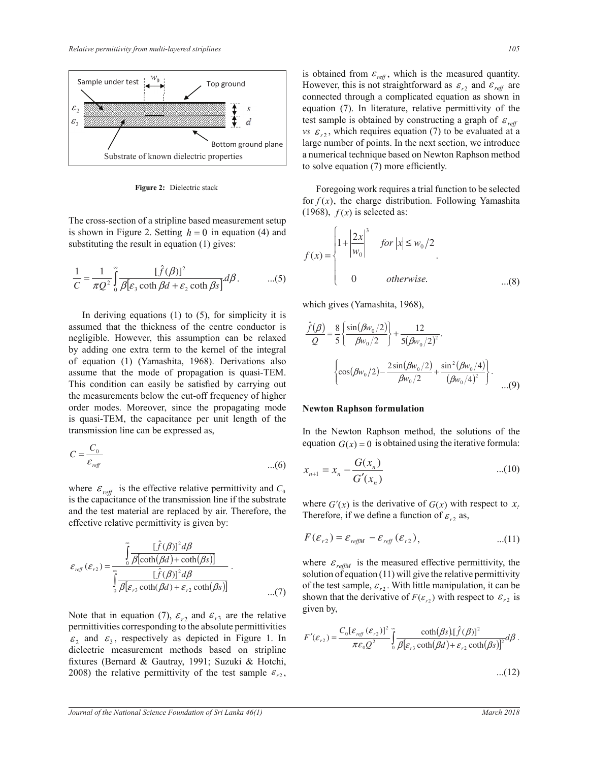Figure 2: Dielectric stack

The cross-section of a stripline based measurement setup is shown in Figure 2. Setting $h = 0$ in equation (4) and substituting the result in equation (1) gives:

$$\frac{1}{C} = \frac{1}{\pi Q^2} \int_0^{\infty} \frac{[\hat{f}(\beta)]^2}{\beta[\varepsilon_3 \coth \beta d + \varepsilon_2 \coth \beta s]} . d\beta . \qquad ...(5)$$

In deriving equations (1) to (5), for simplicity it is assumed that the thickness of the centre conductor is negligible. However, this assumption can be relaxed by adding one extra term to the kernel of the integral of equation (1) (Yamashita, 1968). Derivations also assume that the mode of propagation is quasi-TEM. This condition can easily be satisfied by carrying out the measurements below the cut-off frequency of higher order modes. Moreover, since the propagating mode is quasi-TEM, the capacitance per unit length of the transmission line can be expressed as,

$$C = \frac{C_0}{\varepsilon_{reff}} \qquad ...(6)$$

where $\varepsilon_{reff}$ is the effective relative permittivity and $C_0$ is the capacitance of the transmission line if the substrate and the test material are replaced by air. Therefore, the effective relative permittivity is given by:

$$\varepsilon_{reff}(\varepsilon_{r2}) = \frac{\displaystyle\int_0^{\infty} \frac{[\hat{f}(\beta)]^2 d\beta}{\beta[\coth(\beta d) + \coth(\beta s)]}}{\displaystyle\int_0^{\infty} \frac{[\hat{f}(\beta)]^2 d\beta}{\beta[\varepsilon_{r3} \coth(\beta d) + \varepsilon_{r2} \coth(\beta s)]}} . \qquad ...(7)$$

Note that in equation (7), $\varepsilon_{r2}$ and $\varepsilon_{r3}$ are the relative permittivities corresponding to the absolute permittivities $\varepsilon_2$ and $\varepsilon_3$, respectively as depicted in Figure 1. In dielectric measurement methods based on stripline fixtures (Bernard & Gautray, 1991; Suzuki & Hotchi, 2008) the relative permittivity of the test sample $\varepsilon_{r2}$, is obtained from $\varepsilon_{reff}$, which is the measured quantity. However, this is not straightforward as $\varepsilon_{r2}$ and $\varepsilon_{reff}$ are connected through a complicated equation as shown in equation (7). In literature, relative permittivity of the test sample is obtained by constructing a graph of $\varepsilon_{reff}$ *vs* $\varepsilon_{r2}$, which requires equation (7) to be evaluated at a large number of points. In the next section, we introduce a numerical technique based on Newton Raphson method to solve equation (7) more efficiently.

Foregoing work requires a trial function to be selected for $f(x)$, the charge distribution. Following Yamashita (1968), $f(x)$ is selected as:

$$f(x) = \begin{cases} 1 + \left|\dfrac{2x}{w_0}\right|^3 & \text{for } |x| \leq w_0/2 \\ 0 & \text{otherwise.} \end{cases} \qquad ...(8)$$

which gives (Yamashita, 1968),

$$\frac{\hat{f}(\beta)}{Q} = \frac{8}{5}\left\{\frac{\sin(\beta w_0/2)}{\beta w_0/2}\right\} + \frac{12}{5(\beta w_0/2)^2} . \left\{\cos(\beta w_0/2) - \frac{2\sin(\beta w_0/2)}{\beta w_0/2} + \frac{\sin^2(\beta w_0/4)}{(\beta w_0/4)^2}\right\} . \qquad ...(9)$$

## Newton Raphson formulation

In the Newton Raphson method, the solutions of the equation $G(x) = 0$ is obtained using the iterative formula:

$$x_{n+1} = x_n - \frac{G(x_n)}{G'(x_n)} \qquad ...(10)$$

where $G'(x)$ is the derivative of $G(x)$ with respect to $x$. Therefore, if we define a function of $\varepsilon_{r2}$ as,

$$F(\varepsilon_{r2}) = \varepsilon_{reffM} - \varepsilon_{reff}(\varepsilon_{r2}), \qquad ...(11)$$

where $\varepsilon_{reffM}$ is the measured effective permittivity, the solution of equation (11) will give the relative permittivity of the test sample, $\varepsilon_{r2}$. With little manipulation, it can be shown that the derivative of $F(\varepsilon_{r2})$ with respect to $\varepsilon_{r2}$ is given by,

$$F'(\varepsilon_{r2}) = \frac{C_0[\varepsilon_{reff}(\varepsilon_{r2})]^2}{\pi \varepsilon_0 Q^2} \int_0^{\infty} \frac{\coth(\beta s).[\hat{f}(\beta)]^2}{\beta[\varepsilon_{r3}\coth(\beta d) + \varepsilon_{r2}\coth(\beta s)]^2} d\beta . \qquad ...(12)$$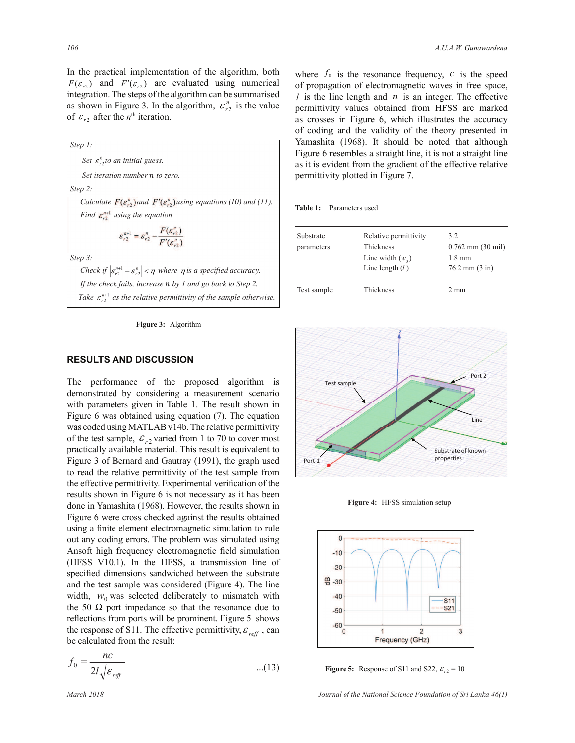In the practical implementation of the algorithm, both $F(\varepsilon_{r2})$ and $F'(\varepsilon_{r2})$ are evaluated using numerical integration. The steps of the algorithm can be summarised as shown in Figure 3. In the algorithm, $\varepsilon_{r2}^{n}$ is the value of $\varepsilon_{r2}$ after the $n^{\text{th}}$ iteration.

*Step 1:*

*Set $\varepsilon_{r2}^{0}$ to an initial guess.*

*Set iteration number n to zero.*

*Step 2:*

*Calculate $F(\varepsilon_{r2}^{n})$ and $F'(\varepsilon_{r2}^{n})$ using equations (10) and (11).*

*Find $\varepsilon_{r2}^{n+1}$ using the equation*

$$\varepsilon_{r2}^{n+1} = \varepsilon_{r2}^{n} - \frac{F(\varepsilon_{r2}^{n})}{F'(\varepsilon_{r2}^{n})}$$

*Step 3:*

*Check if $\left|\varepsilon_{r2}^{n+1} - \varepsilon_{r2}^{n}\right| < \eta$ where $\eta$ is a specified accuracy.*

*If the check fails, increase n by 1 and go back to Step 2.*

*Take $\varepsilon_{r2}^{n+1}$ as the relative permittivity of the sample otherwise.*

**Figure 3:** Algorithm

## RESULTS AND DISCUSSION

The performance of the proposed algorithm is demonstrated by considering a measurement scenario with parameters given in Table 1. The result shown in Figure 6 was obtained using equation (7). The equation was coded using MATLAB v14b. The relative permittivity of the test sample, $\varepsilon_{r2}$ varied from 1 to 70 to cover most practically available material. This result is equivalent to Figure 3 of Bernard and Gautray (1991), the graph used to read the relative permittivity of the test sample from the effective permittivity. Experimental verification of the results shown in Figure 6 is not necessary as it has been done in Yamashita (1968). However, the results shown in Figure 6 were cross checked against the results obtained using a finite element electromagnetic simulation to rule out any coding errors. The problem was simulated using Ansoft high frequency electromagnetic field simulation (HFSS V10.1). In the HFSS, a transmission line of specified dimensions sandwiched between the substrate and the test sample was considered (Figure 4). The line width, $w_0$ was selected deliberately to mismatch with the 50 Ω port impedance so that the resonance due to reflections from ports will be prominent. Figure 5 shows the response of S11. The effective permittivity, $\varepsilon_{reff}$, can be calculated from the result:

$$f_0 = \frac{nc}{2l\sqrt{\varepsilon_{reff}}} \qquad \text{...(13)}$$

where $f_0$ is the resonance frequency, $c$ is the speed of propagation of electromagnetic waves in free space, $l$ is the line length and $n$ is an integer. The effective permittivity values obtained from HFSS are marked as crosses in Figure 6, which illustrates the accuracy of coding and the validity of the theory presented in Yamashita (1968). It should be noted that although Figure 6 resembles a straight line, it is not a straight line as it is evident from the gradient of the effective relative permittivity plotted in Figure 7.

**Table 1:** Parameters used

| | | |
|---|---|---|
| Substrate parameters | Relative permittivity | 3.2 |
| | Thickness | 0.762 mm (30 mil) |
| | Line width ($w_0$) | 1.8 mm |
| | Line length ($l$) | 76.2 mm (3 in) |
| Test sample | Thickness | 2 mm |

**Figure 4:** HFSS simulation setup

**Figure 5:** Response of S11 and S22, $\varepsilon_{r2} = 10$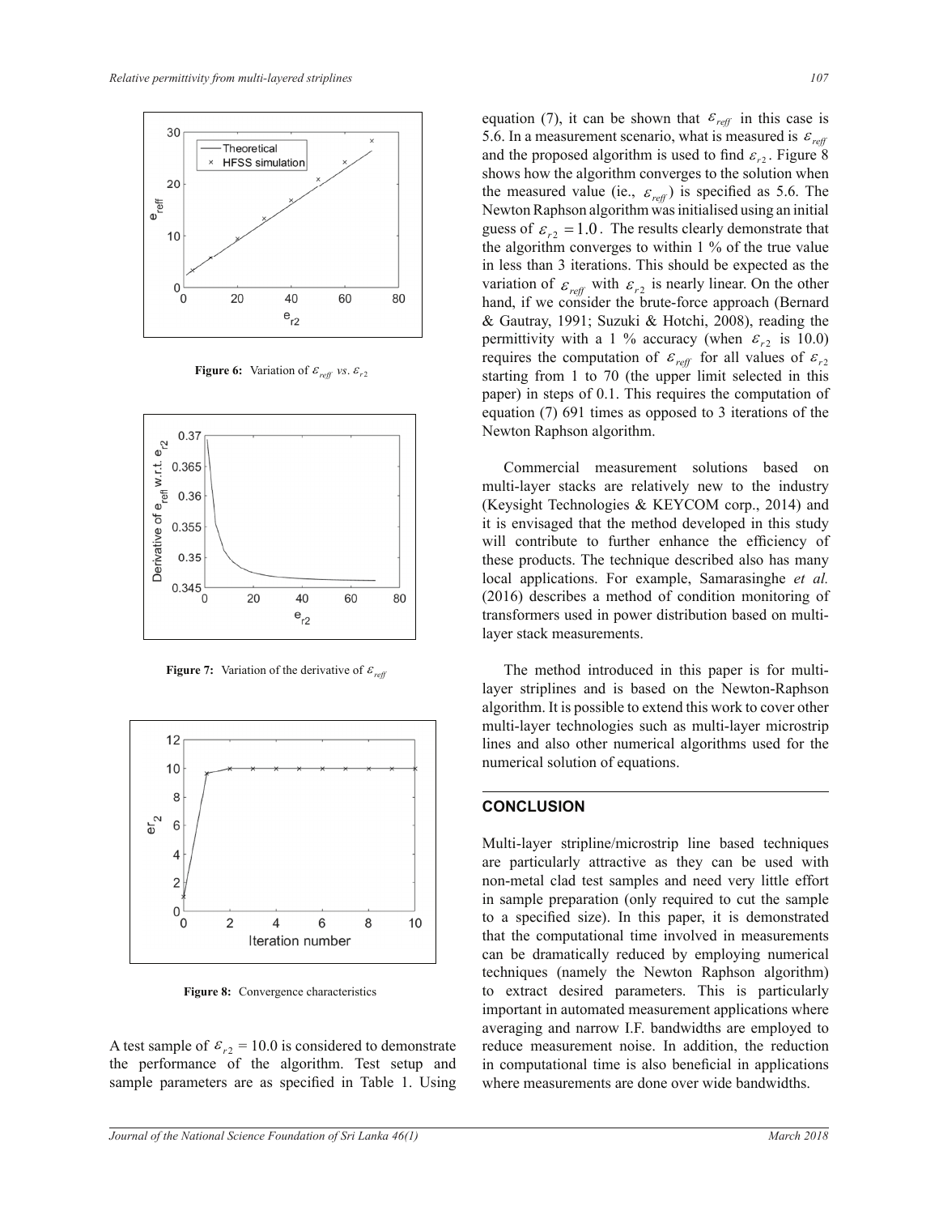Figure 6: Variation of $\varepsilon_{reff}$ vs. $\varepsilon_{r2}$

Figure 7: Variation of the derivative of $\varepsilon_{reff}$

Figure 8: Convergence characteristics

A test sample of $\varepsilon_{r2} = 10.0$ is considered to demonstrate the performance of the algorithm. Test setup and sample parameters are as specified in Table 1. Using equation (7), it can be shown that $\varepsilon_{reff}$ in this case is 5.6. In a measurement scenario, what is measured is $\varepsilon_{reff}$ and the proposed algorithm is used to find $\varepsilon_{r2}$. Figure 8 shows how the algorithm converges to the solution when the measured value (ie., $\varepsilon_{reff}$) is specified as 5.6. The Newton Raphson algorithm was initialised using an initial guess of $\varepsilon_{r2} = 1.0$. The results clearly demonstrate that the algorithm converges to within 1 % of the true value in less than 3 iterations. This should be expected as the variation of $\varepsilon_{reff}$ with $\varepsilon_{r2}$ is nearly linear. On the other hand, if we consider the brute-force approach (Bernard & Gautray, 1991; Suzuki & Hotchi, 2008), reading the permittivity with a 1 % accuracy (when $\varepsilon_{r2}$ is 10.0) requires the computation of $\varepsilon_{reff}$ for all values of $\varepsilon_{r2}$ starting from 1 to 70 (the upper limit selected in this paper) in steps of 0.1. This requires the computation of equation (7) 691 times as opposed to 3 iterations of the Newton Raphson algorithm.

Commercial measurement solutions based on multi-layer stacks are relatively new to the industry (Keysight Technologies & KEYCOM corp., 2014) and it is envisaged that the method developed in this study will contribute to further enhance the efficiency of these products. The technique described also has many local applications. For example, Samarasinghe *et al.* (2016) describes a method of condition monitoring of transformers used in power distribution based on multi-layer stack measurements.

The method introduced in this paper is for multi-layer striplines and is based on the Newton-Raphson algorithm. It is possible to extend this work to cover other multi-layer technologies such as multi-layer microstrip lines and also other numerical algorithms used for the numerical solution of equations.

## CONCLUSION

Multi-layer stripline/microstrip line based techniques are particularly attractive as they can be used with non-metal clad test samples and need very little effort in sample preparation (only required to cut the sample to a specified size). In this paper, it is demonstrated that the computational time involved in measurements can be dramatically reduced by employing numerical techniques (namely the Newton Raphson algorithm) to extract desired parameters. This is particularly important in automated measurement applications where averaging and narrow I.F. bandwidths are employed to reduce measurement noise. In addition, the reduction in computational time is also beneficial in applications where measurements are done over wide bandwidths.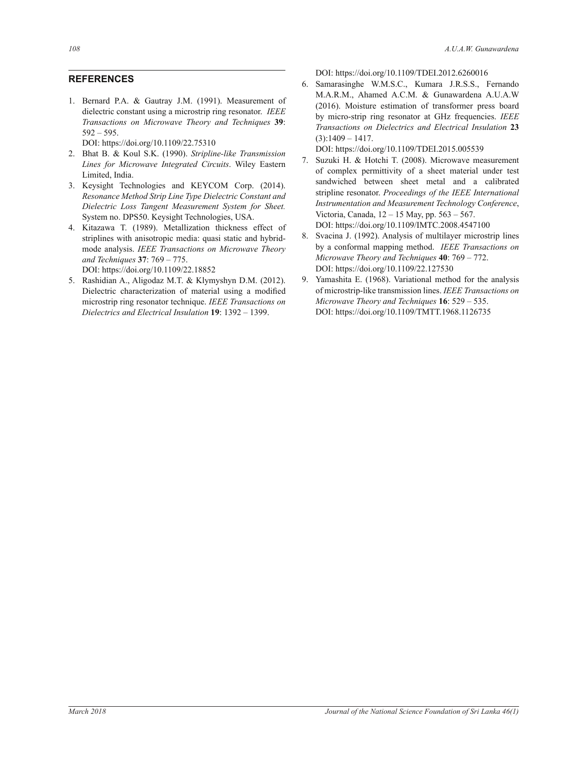## REFERENCES

1. Bernard P.A. & Gautray J.M. (1991). Measurement of dielectric constant using a microstrip ring resonator. *IEEE Transactions on Microwave Theory and Techniques* **39**: 592 – 595.
   DOI: https://doi.org/10.1109/22.75310
2. Bhat B. & Koul S.K. (1990). *Stripline-like Transmission Lines for Microwave Integrated Circuits*. Wiley Eastern Limited, India.
3. Keysight Technologies and KEYCOM Corp. (2014). *Resonance Method Strip Line Type Dielectric Constant and Dielectric Loss Tangent Measurement System for Sheet.* System no. DPS50. Keysight Technologies, USA.
4. Kitazawa T. (1989). Metallization thickness effect of striplines with anisotropic media: quasi static and hybrid-mode analysis. *IEEE Transactions on Microwave Theory and Techniques* **37**: 769 – 775.
   DOI: https://doi.org/10.1109/22.18852
5. Rashidian A., Aligodaz M.T. & Klymyshyn D.M. (2012). Dielectric characterization of material using a modified microstrip ring resonator technique. *IEEE Transactions on Dielectrics and Electrical Insulation* **19**: 1392 – 1399.
   DOI: https://doi.org/10.1109/TDEI.2012.6260016
6. Samarasinghe W.M.S.C., Kumara J.R.S.S., Fernando M.A.R.M., Ahamed A.C.M. & Gunawardena A.U.A.W (2016). Moisture estimation of transformer press board by micro-strip ring resonator at GHz frequencies. *IEEE Transactions on Dielectrics and Electrical Insulation* **23** (3):1409 – 1417.
   DOI: https://doi.org/10.1109/TDEI.2015.005539
7. Suzuki H. & Hotchi T. (2008). Microwave measurement of complex permittivity of a sheet material under test sandwiched between sheet metal and a calibrated stripline resonator. *Proceedings of the IEEE International Instrumentation and Measurement Technology Conference*, Victoria, Canada, 12 – 15 May, pp. 563 – 567.
   DOI: https://doi.org/10.1109/IMTC.2008.4547100
8. Svacina J. (1992). Analysis of multilayer microstrip lines by a conformal mapping method. *IEEE Transactions on Microwave Theory and Techniques* **40**: 769 – 772.
   DOI: https://doi.org/10.1109/22.127530
9. Yamashita E. (1968). Variational method for the analysis of microstrip-like transmission lines. *IEEE Transactions on Microwave Theory and Techniques* **16**: 529 – 535.
   DOI: https://doi.org/10.1109/TMTT.1968.1126735